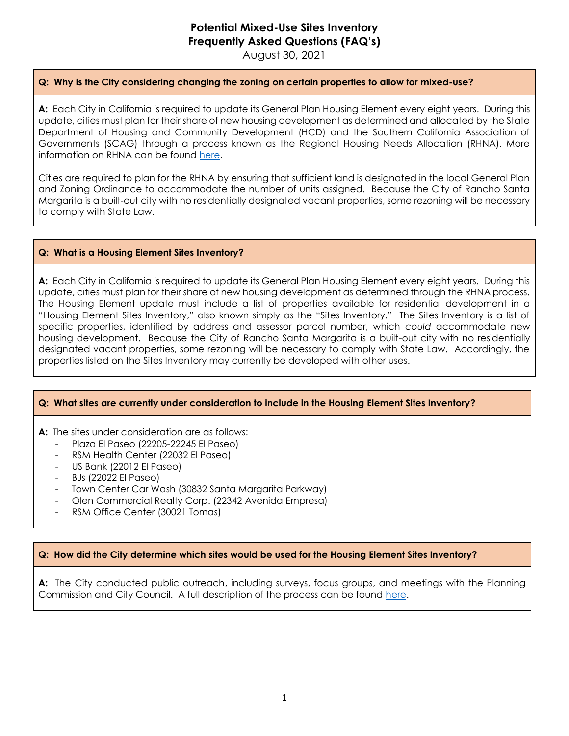# Potential Mixed-Use Sites Inventory
# Frequently Asked Questions (FAQ's)

August 30, 2021

**Q: Why is the City considering changing the zoning on certain properties to allow for mixed-use?**

**A:** Each City in California is required to update its General Plan Housing Element every eight years. During this update, cities must plan for their share of new housing development as determined and allocated by the State Department of Housing and Community Development (HCD) and the Southern California Association of Governments (SCAG) through a process known as the Regional Housing Needs Allocation (RHNA). More information on RHNA can be found here.

Cities are required to plan for the RHNA by ensuring that sufficient land is designated in the local General Plan and Zoning Ordinance to accommodate the number of units assigned. Because the City of Rancho Santa Margarita is a built-out city with no residentially designated vacant properties, some rezoning will be necessary to comply with State Law.

**Q: What is a Housing Element Sites Inventory?**

**A:** Each City in California is required to update its General Plan Housing Element every eight years. During this update, cities must plan for their share of new housing development as determined through the RHNA process. The Housing Element update must include a list of properties available for residential development in a "Housing Element Sites Inventory," also known simply as the "Sites Inventory." The Sites Inventory is a list of specific properties, identified by address and assessor parcel number, which *could* accommodate new housing development. Because the City of Rancho Santa Margarita is a built-out city with no residentially designated vacant properties, some rezoning will be necessary to comply with State Law. Accordingly, the properties listed on the Sites Inventory may currently be developed with other uses.

**Q: What sites are currently under consideration to include in the Housing Element Sites Inventory?**

**A:** The sites under consideration are as follows:

- Plaza El Paseo (22205-22245 El Paseo)
- RSM Health Center (22032 El Paseo)
- US Bank (22012 El Paseo)
- BJs (22022 El Paseo)
- Town Center Car Wash (30832 Santa Margarita Parkway)
- Olen Commercial Realty Corp. (22342 Avenida Empresa)
- RSM Office Center (30021 Tomas)

**Q: How did the City determine which sites would be used for the Housing Element Sites Inventory?**

**A:** The City conducted public outreach, including surveys, focus groups, and meetings with the Planning Commission and City Council. A full description of the process can be found here.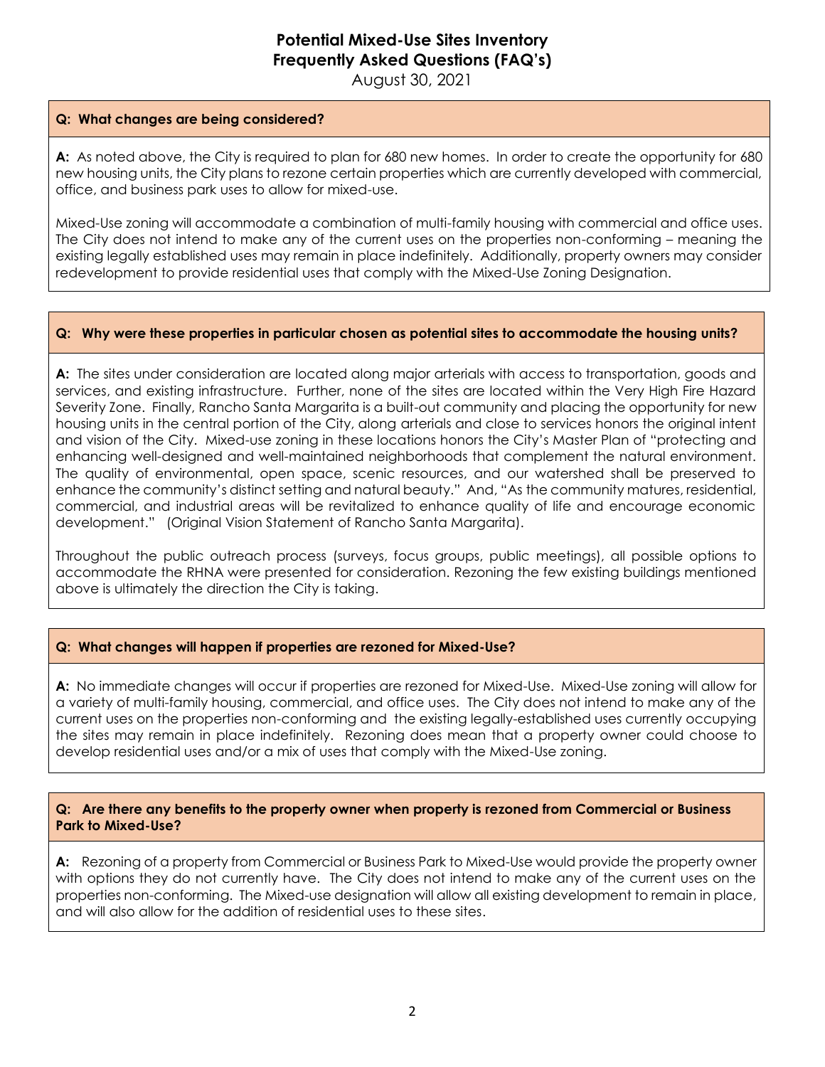# Potential Mixed-Use Sites Inventory
# Frequently Asked Questions (FAQ's)

August 30, 2021

**Q: What changes are being considered?**

**A:** As noted above, the City is required to plan for 680 new homes. In order to create the opportunity for 680 new housing units, the City plans to rezone certain properties which are currently developed with commercial, office, and business park uses to allow for mixed-use.

Mixed-Use zoning will accommodate a combination of multi-family housing with commercial and office uses. The City does not intend to make any of the current uses on the properties non-conforming – meaning the existing legally established uses may remain in place indefinitely. Additionally, property owners may consider redevelopment to provide residential uses that comply with the Mixed-Use Zoning Designation.

**Q: Why were these properties in particular chosen as potential sites to accommodate the housing units?**

**A:** The sites under consideration are located along major arterials with access to transportation, goods and services, and existing infrastructure. Further, none of the sites are located within the Very High Fire Hazard Severity Zone. Finally, Rancho Santa Margarita is a built-out community and placing the opportunity for new housing units in the central portion of the City, along arterials and close to services honors the original intent and vision of the City. Mixed-use zoning in these locations honors the City's Master Plan of "protecting and enhancing well-designed and well-maintained neighborhoods that complement the natural environment. The quality of environmental, open space, scenic resources, and our watershed shall be preserved to enhance the community's distinct setting and natural beauty." And, "As the community matures, residential, commercial, and industrial areas will be revitalized to enhance quality of life and encourage economic development." (Original Vision Statement of Rancho Santa Margarita).

Throughout the public outreach process (surveys, focus groups, public meetings), all possible options to accommodate the RHNA were presented for consideration. Rezoning the few existing buildings mentioned above is ultimately the direction the City is taking.

**Q: What changes will happen if properties are rezoned for Mixed-Use?**

**A:** No immediate changes will occur if properties are rezoned for Mixed-Use. Mixed-Use zoning will allow for a variety of multi-family housing, commercial, and office uses. The City does not intend to make any of the current uses on the properties non-conforming and the existing legally-established uses currently occupying the sites may remain in place indefinitely. Rezoning does mean that a property owner could choose to develop residential uses and/or a mix of uses that comply with the Mixed-Use zoning.

**Q: Are there any benefits to the property owner when property is rezoned from Commercial or Business Park to Mixed-Use?**

**A:** Rezoning of a property from Commercial or Business Park to Mixed-Use would provide the property owner with options they do not currently have. The City does not intend to make any of the current uses on the properties non-conforming. The Mixed-use designation will allow all existing development to remain in place, and will also allow for the addition of residential uses to these sites.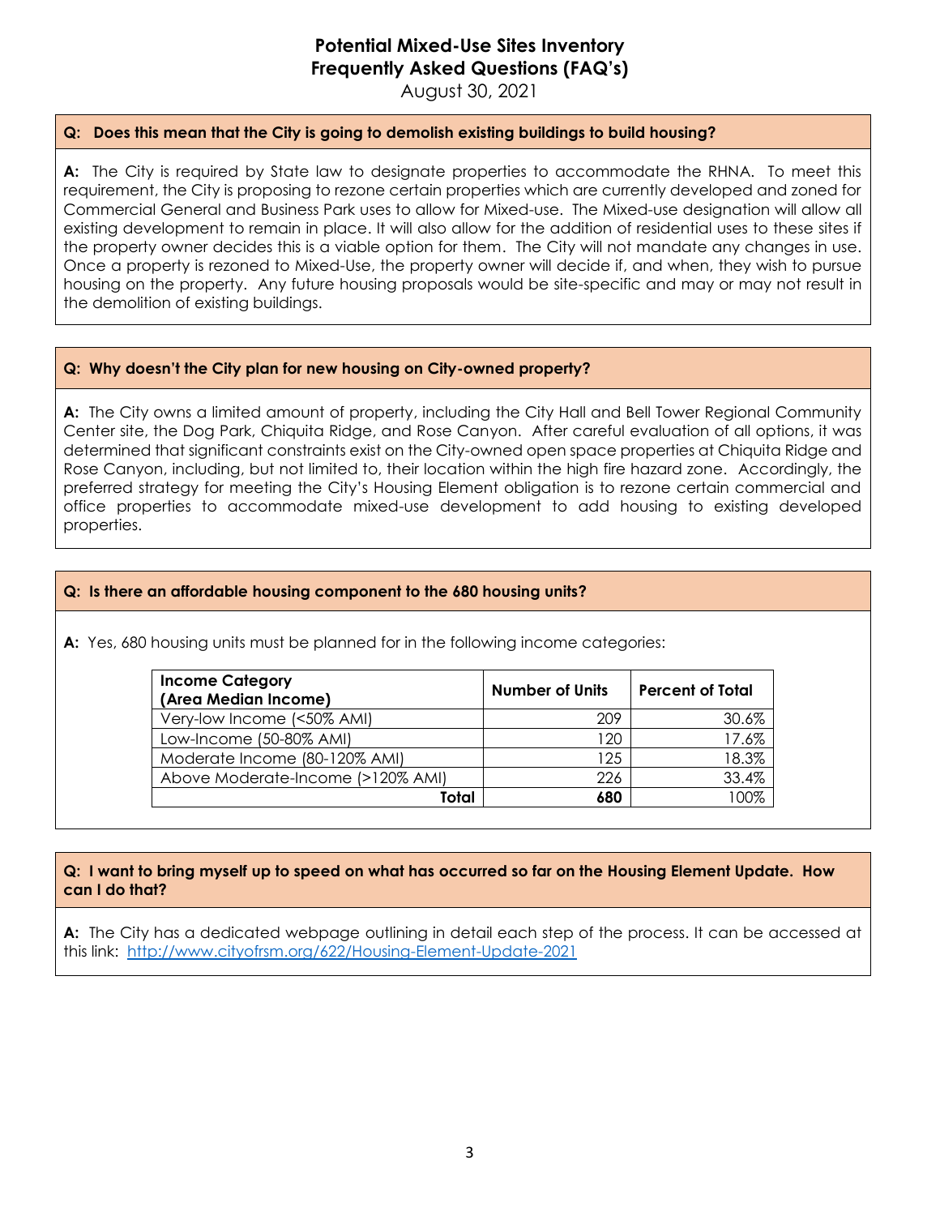# Potential Mixed-Use Sites Inventory
# Frequently Asked Questions (FAQ's)

August 30, 2021

**Q: Does this mean that the City is going to demolish existing buildings to build housing?**

**A:** The City is required by State law to designate properties to accommodate the RHNA. To meet this requirement, the City is proposing to rezone certain properties which are currently developed and zoned for Commercial General and Business Park uses to allow for Mixed-use. The Mixed-use designation will allow all existing development to remain in place. It will also allow for the addition of residential uses to these sites if the property owner decides this is a viable option for them. The City will not mandate any changes in use. Once a property is rezoned to Mixed-Use, the property owner will decide if, and when, they wish to pursue housing on the property. Any future housing proposals would be site-specific and may or may not result in the demolition of existing buildings.

**Q: Why doesn't the City plan for new housing on City-owned property?**

**A:** The City owns a limited amount of property, including the City Hall and Bell Tower Regional Community Center site, the Dog Park, Chiquita Ridge, and Rose Canyon. After careful evaluation of all options, it was determined that significant constraints exist on the City-owned open space properties at Chiquita Ridge and Rose Canyon, including, but not limited to, their location within the high fire hazard zone. Accordingly, the preferred strategy for meeting the City's Housing Element obligation is to rezone certain commercial and office properties to accommodate mixed-use development to add housing to existing developed properties.

**Q: Is there an affordable housing component to the 680 housing units?**

**A:** Yes, 680 housing units must be planned for in the following income categories:

| Income Category (Area Median Income) | Number of Units | Percent of Total |
|---|---|---|
| Very-low Income (<50% AMI) | 209 | 30.6% |
| Low-Income (50-80% AMI) | 120 | 17.6% |
| Moderate Income (80-120% AMI) | 125 | 18.3% |
| Above Moderate-Income (>120% AMI) | 226 | 33.4% |
| **Total** | **680** | 100% |

**Q: I want to bring myself up to speed on what has occurred so far on the Housing Element Update. How can I do that?**

**A:** The City has a dedicated webpage outlining in detail each step of the process. It can be accessed at this link: http://www.cityofrsm.org/622/Housing-Element-Update-2021